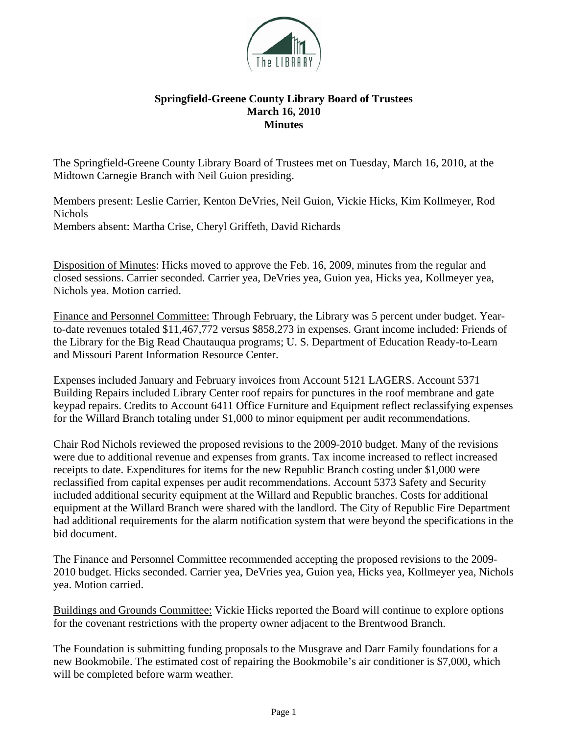# Springfield-Greene County Library Board of Trustees
## March 16, 2010
## Minutes

The Springfield-Greene County Library Board of Trustees met on Tuesday, March 16, 2010, at the Midtown Carnegie Branch with Neil Guion presiding.

Members present: Leslie Carrier, Kenton DeVries, Neil Guion, Vickie Hicks, Kim Kollmeyer, Rod Nichols
Members absent: Martha Crise, Cheryl Griffeth, David Richards

Disposition of Minutes: Hicks moved to approve the Feb. 16, 2009, minutes from the regular and closed sessions. Carrier seconded. Carrier yea, DeVries yea, Guion yea, Hicks yea, Kollmeyer yea, Nichols yea. Motion carried.

Finance and Personnel Committee: Through February, the Library was 5 percent under budget. Year-to-date revenues totaled $11,467,772 versus $858,273 in expenses. Grant income included: Friends of the Library for the Big Read Chautauqua programs; U. S. Department of Education Ready-to-Learn and Missouri Parent Information Resource Center.

Expenses included January and February invoices from Account 5121 LAGERS. Account 5371 Building Repairs included Library Center roof repairs for punctures in the roof membrane and gate keypad repairs. Credits to Account 6411 Office Furniture and Equipment reflect reclassifying expenses for the Willard Branch totaling under $1,000 to minor equipment per audit recommendations.

Chair Rod Nichols reviewed the proposed revisions to the 2009-2010 budget. Many of the revisions were due to additional revenue and expenses from grants. Tax income increased to reflect increased receipts to date. Expenditures for items for the new Republic Branch costing under $1,000 were reclassified from capital expenses per audit recommendations. Account 5373 Safety and Security included additional security equipment at the Willard and Republic branches. Costs for additional equipment at the Willard Branch were shared with the landlord. The City of Republic Fire Department had additional requirements for the alarm notification system that were beyond the specifications in the bid document.

The Finance and Personnel Committee recommended accepting the proposed revisions to the 2009-2010 budget. Hicks seconded. Carrier yea, DeVries yea, Guion yea, Hicks yea, Kollmeyer yea, Nichols yea. Motion carried.

Buildings and Grounds Committee: Vickie Hicks reported the Board will continue to explore options for the covenant restrictions with the property owner adjacent to the Brentwood Branch.

The Foundation is submitting funding proposals to the Musgrave and Darr Family foundations for a new Bookmobile. The estimated cost of repairing the Bookmobile's air conditioner is $7,000, which will be completed before warm weather.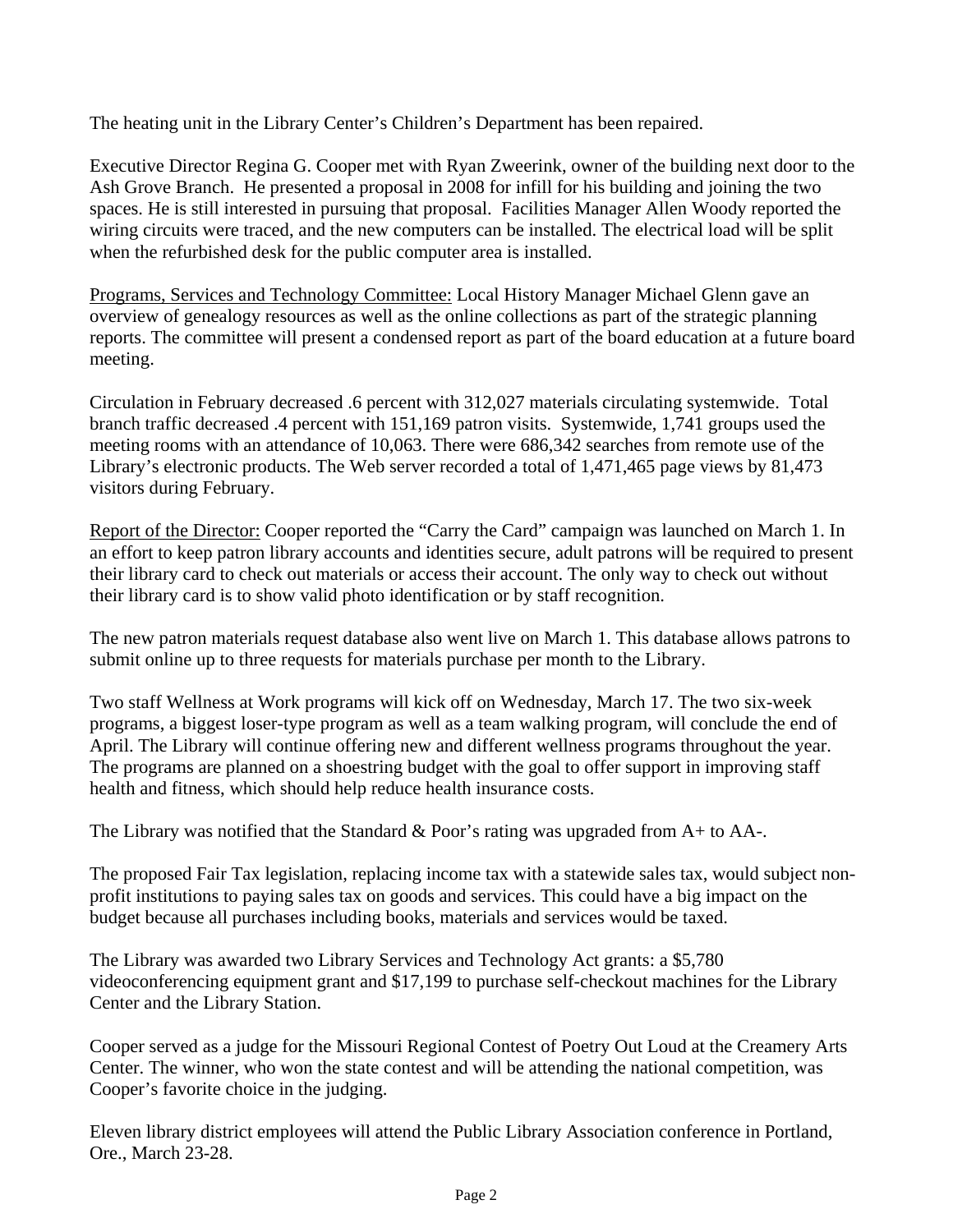The heating unit in the Library Center's Children's Department has been repaired.

Executive Director Regina G. Cooper met with Ryan Zweerink, owner of the building next door to the Ash Grove Branch. He presented a proposal in 2008 for infill for his building and joining the two spaces. He is still interested in pursuing that proposal. Facilities Manager Allen Woody reported the wiring circuits were traced, and the new computers can be installed. The electrical load will be split when the refurbished desk for the public computer area is installed.

Programs, Services and Technology Committee: Local History Manager Michael Glenn gave an overview of genealogy resources as well as the online collections as part of the strategic planning reports. The committee will present a condensed report as part of the board education at a future board meeting.

Circulation in February decreased .6 percent with 312,027 materials circulating systemwide. Total branch traffic decreased .4 percent with 151,169 patron visits. Systemwide, 1,741 groups used the meeting rooms with an attendance of 10,063. There were 686,342 searches from remote use of the Library's electronic products. The Web server recorded a total of 1,471,465 page views by 81,473 visitors during February.

Report of the Director: Cooper reported the "Carry the Card" campaign was launched on March 1. In an effort to keep patron library accounts and identities secure, adult patrons will be required to present their library card to check out materials or access their account. The only way to check out without their library card is to show valid photo identification or by staff recognition.

The new patron materials request database also went live on March 1. This database allows patrons to submit online up to three requests for materials purchase per month to the Library.

Two staff Wellness at Work programs will kick off on Wednesday, March 17. The two six-week programs, a biggest loser-type program as well as a team walking program, will conclude the end of April. The Library will continue offering new and different wellness programs throughout the year. The programs are planned on a shoestring budget with the goal to offer support in improving staff health and fitness, which should help reduce health insurance costs.

The Library was notified that the Standard & Poor's rating was upgraded from A+ to AA-.

The proposed Fair Tax legislation, replacing income tax with a statewide sales tax, would subject non-profit institutions to paying sales tax on goods and services. This could have a big impact on the budget because all purchases including books, materials and services would be taxed.

The Library was awarded two Library Services and Technology Act grants: a $5,780 videoconferencing equipment grant and $17,199 to purchase self-checkout machines for the Library Center and the Library Station.

Cooper served as a judge for the Missouri Regional Contest of Poetry Out Loud at the Creamery Arts Center. The winner, who won the state contest and will be attending the national competition, was Cooper's favorite choice in the judging.

Eleven library district employees will attend the Public Library Association conference in Portland, Ore., March 23-28.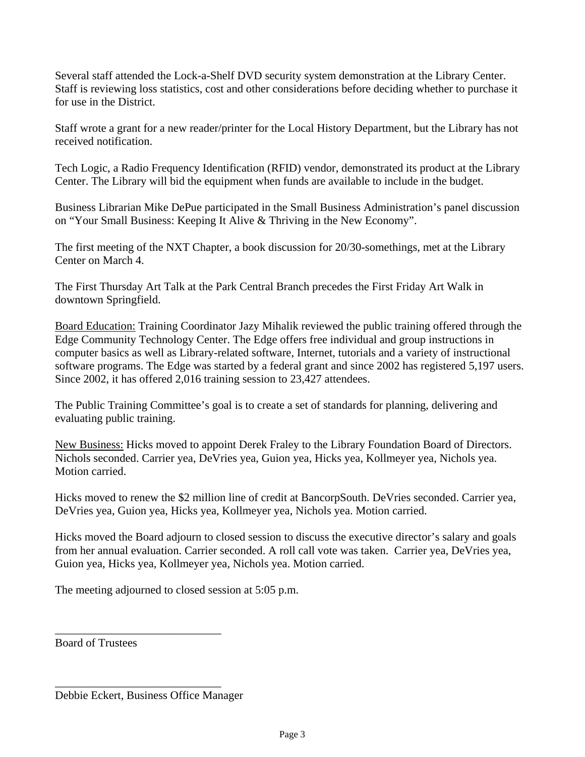Several staff attended the Lock-a-Shelf DVD security system demonstration at the Library Center. Staff is reviewing loss statistics, cost and other considerations before deciding whether to purchase it for use in the District.

Staff wrote a grant for a new reader/printer for the Local History Department, but the Library has not received notification.

Tech Logic, a Radio Frequency Identification (RFID) vendor, demonstrated its product at the Library Center. The Library will bid the equipment when funds are available to include in the budget.

Business Librarian Mike DePue participated in the Small Business Administration's panel discussion on "Your Small Business: Keeping It Alive & Thriving in the New Economy".

The first meeting of the NXT Chapter, a book discussion for 20/30-somethings, met at the Library Center on March 4.

The First Thursday Art Talk at the Park Central Branch precedes the First Friday Art Walk in downtown Springfield.

<u>Board Education:</u> Training Coordinator Jazy Mihalik reviewed the public training offered through the Edge Community Technology Center. The Edge offers free individual and group instructions in computer basics as well as Library-related software, Internet, tutorials and a variety of instructional software programs. The Edge was started by a federal grant and since 2002 has registered 5,197 users. Since 2002, it has offered 2,016 training session to 23,427 attendees.

The Public Training Committee's goal is to create a set of standards for planning, delivering and evaluating public training.

<u>New Business:</u> Hicks moved to appoint Derek Fraley to the Library Foundation Board of Directors. Nichols seconded. Carrier yea, DeVries yea, Guion yea, Hicks yea, Kollmeyer yea, Nichols yea. Motion carried.

Hicks moved to renew the $2 million line of credit at BancorpSouth. DeVries seconded. Carrier yea, DeVries yea, Guion yea, Hicks yea, Kollmeyer yea, Nichols yea. Motion carried.

Hicks moved the Board adjourn to closed session to discuss the executive director's salary and goals from her annual evaluation. Carrier seconded. A roll call vote was taken. Carrier yea, DeVries yea, Guion yea, Hicks yea, Kollmeyer yea, Nichols yea. Motion carried.

The meeting adjourned to closed session at 5:05 p.m.

\_\_\_\_\_\_\_\_\_\_\_\_\_\_\_\_\_\_\_\_\_\_\_\_\_\_\_\_\_\_

Board of Trustees

\_\_\_\_\_\_\_\_\_\_\_\_\_\_\_\_\_\_\_\_\_\_\_\_\_\_\_\_\_\_

Debbie Eckert, Business Office Manager